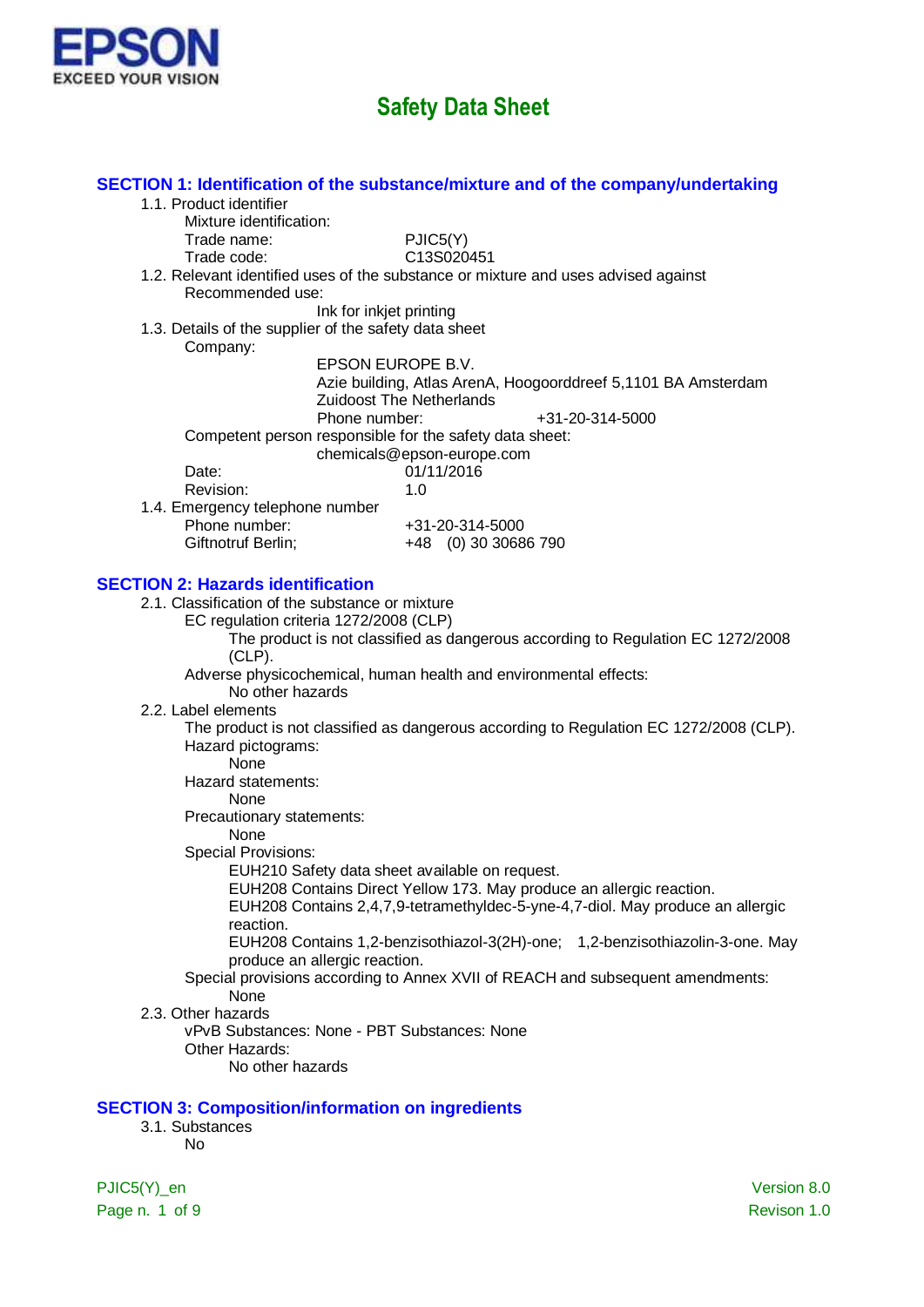EPSON
EXCEED YOUR VISION

# Safety Data Sheet

## SECTION 1: Identification of the substance/mixture and of the company/undertaking

1.1. Product identifier

Mixture identification:

Trade name: PJIC5(Y)

Trade code: C13S020451

1.2. Relevant identified uses of the substance or mixture and uses advised against

Recommended use:

Ink for inkjet printing

1.3. Details of the supplier of the safety data sheet

Company:

EPSON EUROPE B.V.
Azie building, Atlas ArenA, Hoogoorddreef 5,1101 BA Amsterdam
Zuidoost The Netherlands
Phone number: +31-20-314-5000

Competent person responsible for the safety data sheet:

chemicals@epson-europe.com

Date: 01/11/2016

Revision: 1.0

1.4. Emergency telephone number

Phone number: +31-20-314-5000

Giftnotruf Berlin; +48 (0) 30 30686 790

## SECTION 2: Hazards identification

2.1. Classification of the substance or mixture

EC regulation criteria 1272/2008 (CLP)

The product is not classified as dangerous according to Regulation EC 1272/2008 (CLP).

Adverse physicochemical, human health and environmental effects:

No other hazards

2.2. Label elements

The product is not classified as dangerous according to Regulation EC 1272/2008 (CLP).

Hazard pictograms:

None

Hazard statements:

None

Precautionary statements:

None

Special Provisions:

EUH210 Safety data sheet available on request.
EUH208 Contains Direct Yellow 173. May produce an allergic reaction.
EUH208 Contains 2,4,7,9-tetramethyldec-5-yne-4,7-diol. May produce an allergic reaction.
EUH208 Contains 1,2-benzisothiazol-3(2H)-one; 1,2-benzisothiazolin-3-one. May produce an allergic reaction.

Special provisions according to Annex XVII of REACH and subsequent amendments:

None

2.3. Other hazards

vPvB Substances: None - PBT Substances: None

Other Hazards:

No other hazards

## SECTION 3: Composition/information on ingredients

3.1. Substances

No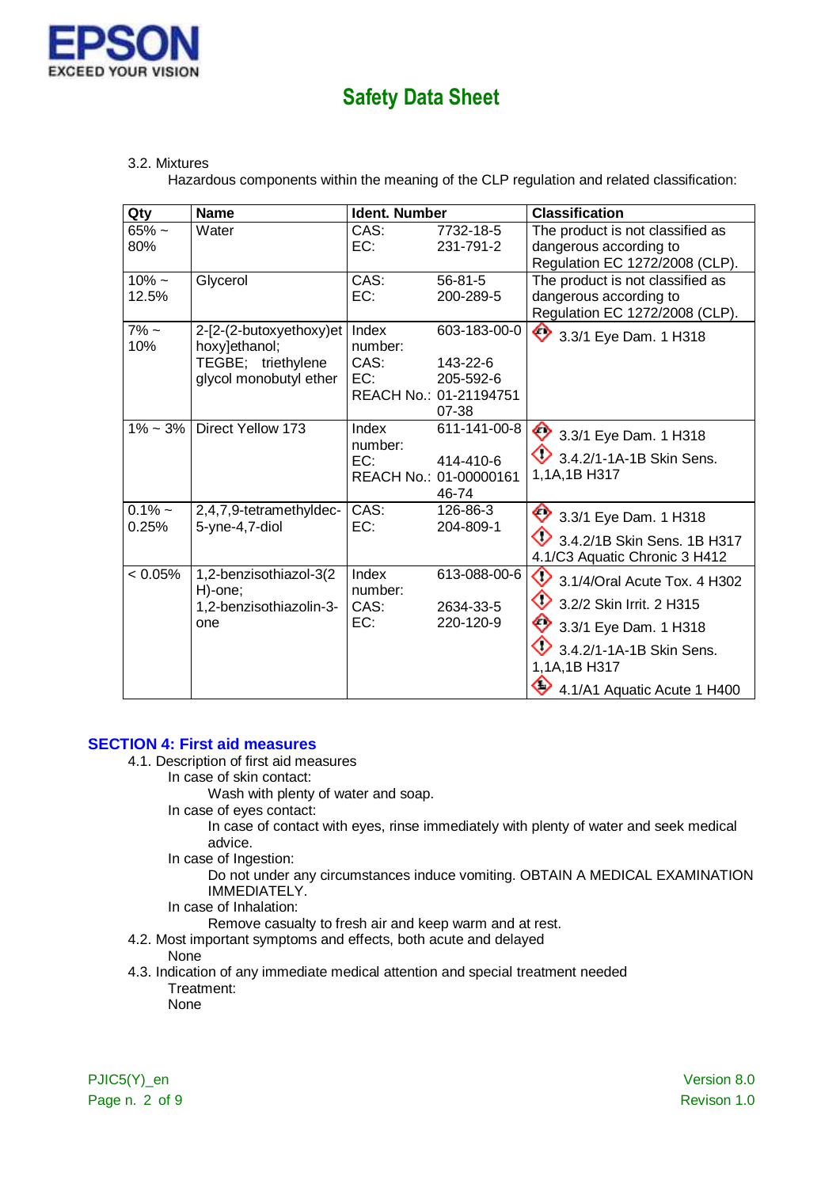3.2. Mixtures

Hazardous components within the meaning of the CLP regulation and related classification:

| Qty | Name | Ident. Number | | Classification |
|---|---|---|---|---|
| 65% ~ 80% | Water | CAS:<br>EC: | 7732-18-5<br>231-791-2 | The product is not classified as dangerous according to Regulation EC 1272/2008 (CLP). |
| 10% ~ 12.5% | Glycerol | CAS:<br>EC: | 56-81-5<br>200-289-5 | The product is not classified as dangerous according to Regulation EC 1272/2008 (CLP). |
| 7% ~ 10% | 2-[2-(2-butoxyethoxy)ethoxy]ethanol; TEGBE; triethylene glycol monobutyl ether | Index number:<br>CAS:<br>EC:<br>REACH No.: | 603-183-00-0<br>143-22-6<br>205-592-6<br>01-2119475107-38 | 3.3/1 Eye Dam. 1 H318 |
| 1% ~ 3% | Direct Yellow 173 | Index number:<br>EC:<br>REACH No.: | 611-141-00-8<br>414-410-6<br>01-0000016146-74 | 3.3/1 Eye Dam. 1 H318<br>3.4.2/1-1A-1B Skin Sens. 1,1A,1B H317 |
| 0.1% ~ 0.25% | 2,4,7,9-tetramethyldec-5-yne-4,7-diol | CAS:<br>EC: | 126-86-3<br>204-809-1 | 3.3/1 Eye Dam. 1 H318<br>3.4.2/1B Skin Sens. 1B H317<br>4.1/C3 Aquatic Chronic 3 H412 |
| < 0.05% | 1,2-benzisothiazol-3(2H)-one; 1,2-benzisothiazolin-3-one | Index number:<br>CAS:<br>EC: | 613-088-00-6<br>2634-33-5<br>220-120-9 | 3.1/4/Oral Acute Tox. 4 H302<br>3.2/2 Skin Irrit. 2 H315<br>3.3/1 Eye Dam. 1 H318<br>3.4.2/1-1A-1B Skin Sens. 1,1A,1B H317<br>4.1/A1 Aquatic Acute 1 H400 |

## SECTION 4: First aid measures

4.1. Description of first aid measures

In case of skin contact:

Wash with plenty of water and soap.

In case of eyes contact:

In case of contact with eyes, rinse immediately with plenty of water and seek medical advice.

In case of Ingestion:

Do not under any circumstances induce vomiting. OBTAIN A MEDICAL EXAMINATION IMMEDIATELY.

In case of Inhalation:

Remove casualty to fresh air and keep warm and at rest.

4.2. Most important symptoms and effects, both acute and delayed

None

4.3. Indication of any immediate medical attention and special treatment needed

Treatment:

None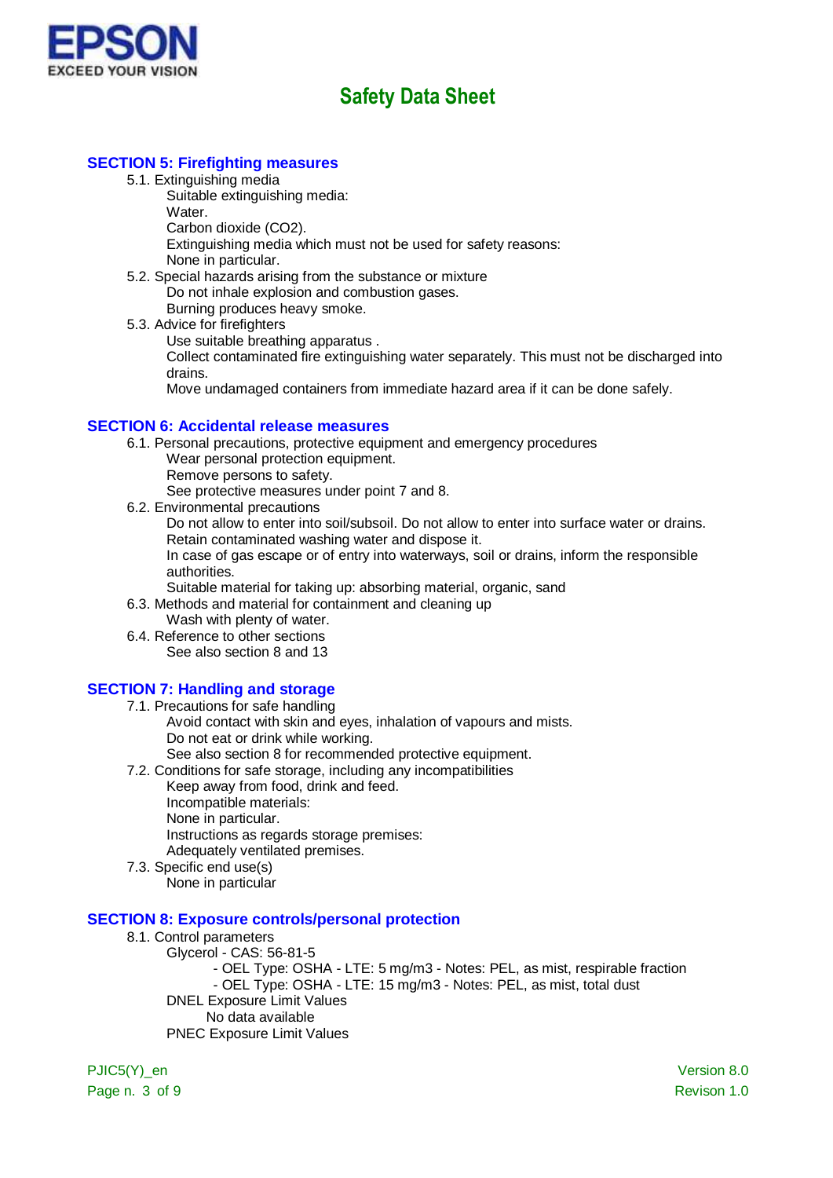## SECTION 5: Firefighting measures

5.1. Extinguishing media

Suitable extinguishing media:

Water.

Carbon dioxide ($CO_2$).

Extinguishing media which must not be used for safety reasons:

None in particular.

5.2. Special hazards arising from the substance or mixture

Do not inhale explosion and combustion gases.

Burning produces heavy smoke.

5.3. Advice for firefighters

Use suitable breathing apparatus .

Collect contaminated fire extinguishing water separately. This must not be discharged into drains.

Move undamaged containers from immediate hazard area if it can be done safely.

## SECTION 6: Accidental release measures

6.1. Personal precautions, protective equipment and emergency procedures

Wear personal protection equipment.

Remove persons to safety.

See protective measures under point 7 and 8.

6.2. Environmental precautions

Do not allow to enter into soil/subsoil. Do not allow to enter into surface water or drains.

Retain contaminated washing water and dispose it.

In case of gas escape or of entry into waterways, soil or drains, inform the responsible authorities.

Suitable material for taking up: absorbing material, organic, sand

6.3. Methods and material for containment and cleaning up

Wash with plenty of water.

6.4. Reference to other sections

See also section 8 and 13

## SECTION 7: Handling and storage

7.1. Precautions for safe handling

Avoid contact with skin and eyes, inhalation of vapours and mists.

Do not eat or drink while working.

See also section 8 for recommended protective equipment.

7.2. Conditions for safe storage, including any incompatibilities

Keep away from food, drink and feed.

Incompatible materials:

None in particular.

Instructions as regards storage premises:

Adequately ventilated premises.

7.3. Specific end use(s)

None in particular

## SECTION 8: Exposure controls/personal protection

8.1. Control parameters

Glycerol - CAS: 56-81-5

- OEL Type: OSHA - LTE: 5 mg/m3 - Notes: PEL, as mist, respirable fraction
- OEL Type: OSHA - LTE: 15 mg/m3 - Notes: PEL, as mist, total dust

DNEL Exposure Limit Values

No data available

PNEC Exposure Limit Values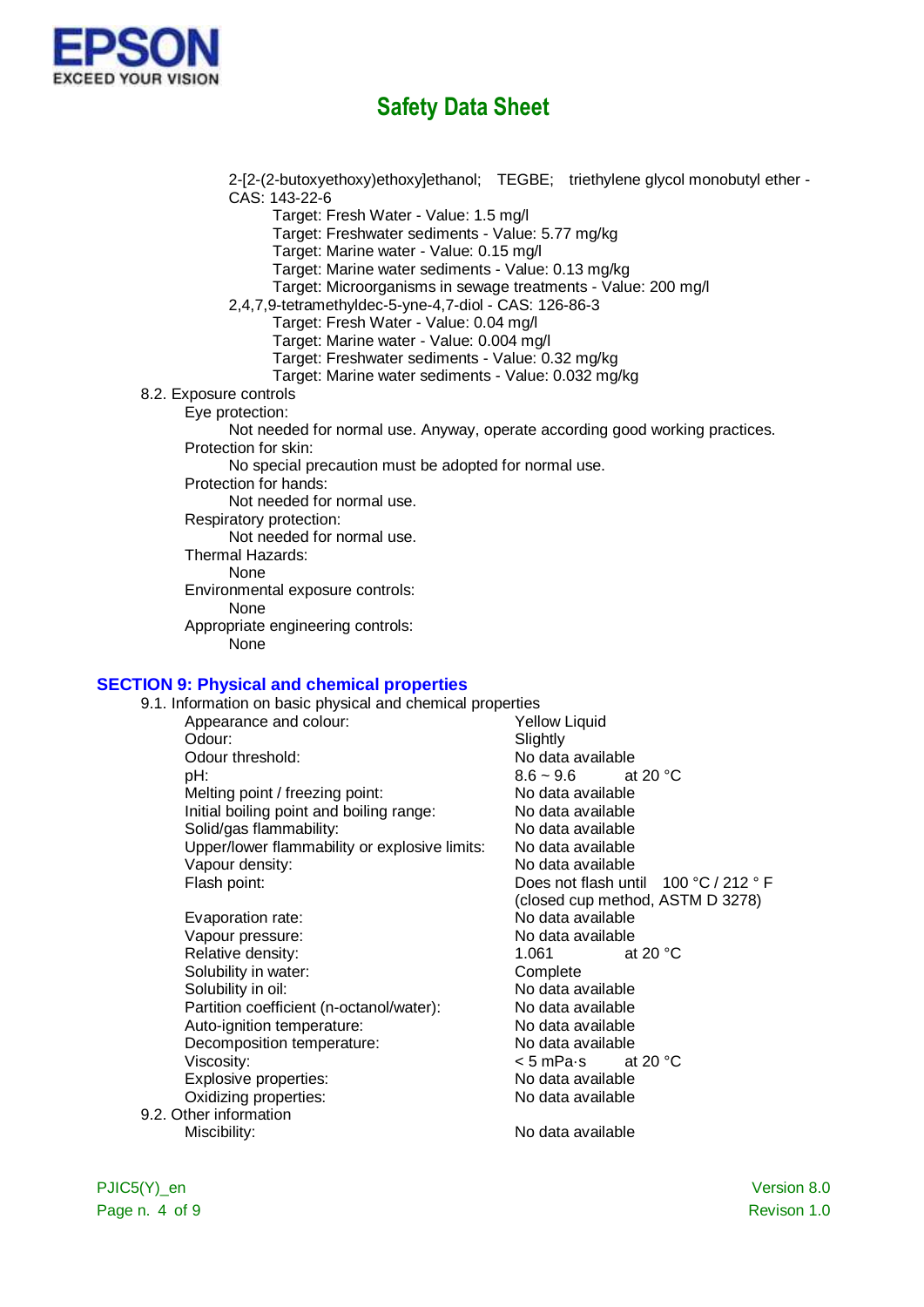2-[2-(2-butoxyethoxy)ethoxy]ethanol; TEGBE; triethylene glycol monobutyl ether - CAS: 143-22-6

- Target: Fresh Water - Value: 1.5 mg/l
- Target: Freshwater sediments - Value: 5.77 mg/kg
- Target: Marine water - Value: 0.15 mg/l
- Target: Marine water sediments - Value: 0.13 mg/kg
- Target: Microorganisms in sewage treatments - Value: 200 mg/l

2,4,7,9-tetramethyldec-5-yne-4,7-diol - CAS: 126-86-3

- Target: Fresh Water - Value: 0.04 mg/l
- Target: Marine water - Value: 0.004 mg/l
- Target: Freshwater sediments - Value: 0.32 mg/kg
- Target: Marine water sediments - Value: 0.032 mg/kg

8.2. Exposure controls

Eye protection:
Not needed for normal use. Anyway, operate according good working practices.

Protection for skin:
No special precaution must be adopted for normal use.

Protection for hands:
Not needed for normal use.

Respiratory protection:
Not needed for normal use.

Thermal Hazards:
None

Environmental exposure controls:
None

Appropriate engineering controls:
None

## SECTION 9: Physical and chemical properties

9.1. Information on basic physical and chemical properties

| | |
|---|---|
| Appearance and colour: | Yellow Liquid |
| Odour: | Slightly |
| Odour threshold: | No data available |
| pH: | 8.6 ~ 9.6 at 20 °C |
| Melting point / freezing point: | No data available |
| Initial boiling point and boiling range: | No data available |
| Solid/gas flammability: | No data available |
| Upper/lower flammability or explosive limits: | No data available |
| Vapour density: | No data available |
| Flash point: | Does not flash until 100 °C / 212 ° F (closed cup method, ASTM D 3278) |
| Evaporation rate: | No data available |
| Vapour pressure: | No data available |
| Relative density: | 1.061 at 20 °C |
| Solubility in water: | Complete |
| Solubility in oil: | No data available |
| Partition coefficient (n-octanol/water): | No data available |
| Auto-ignition temperature: | No data available |
| Decomposition temperature: | No data available |
| Viscosity: | < 5 mPa·s at 20 °C |
| Explosive properties: | No data available |
| Oxidizing properties: | No data available |

9.2. Other information

| | |
|---|---|
| Miscibility: | No data available |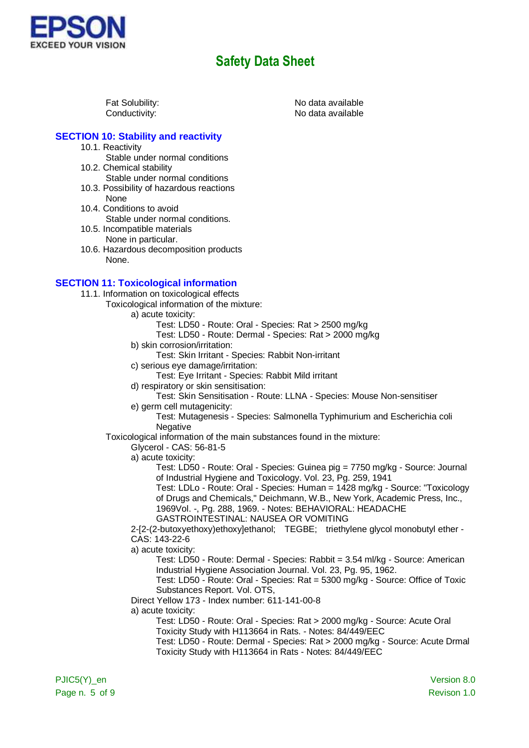Fat Solubility: No data available
Conductivity: No data available

## SECTION 10: Stability and reactivity

10.1. Reactivity
Stable under normal conditions
10.2. Chemical stability
Stable under normal conditions
10.3. Possibility of hazardous reactions
None
10.4. Conditions to avoid
Stable under normal conditions.
10.5. Incompatible materials
None in particular.
10.6. Hazardous decomposition products
None.

## SECTION 11: Toxicological information

11.1. Information on toxicological effects
Toxicological information of the mixture:
a) acute toxicity:
Test: LD50 - Route: Oral - Species: Rat > 2500 mg/kg
Test: LD50 - Route: Dermal - Species: Rat > 2000 mg/kg
b) skin corrosion/irritation:
Test: Skin Irritant - Species: Rabbit Non-irritant
c) serious eye damage/irritation:
Test: Eye Irritant - Species: Rabbit Mild irritant
d) respiratory or skin sensitisation:
Test: Skin Sensitisation - Route: LLNA - Species: Mouse Non-sensitiser
e) germ cell mutagenicity:
Test: Mutagenesis - Species: Salmonella Typhimurium and Escherichia coli Negative
Toxicological information of the main substances found in the mixture:
Glycerol - CAS: 56-81-5
a) acute toxicity:
Test: LD50 - Route: Oral - Species: Guinea pig = 7750 mg/kg - Source: Journal of Industrial Hygiene and Toxicology. Vol. 23, Pg. 259, 1941
Test: LDLo - Route: Oral - Species: Human = 1428 mg/kg - Source: "Toxicology of Drugs and Chemicals," Deichmann, W.B., New York, Academic Press, Inc., 1969Vol. -, Pg. 288, 1969. - Notes: BEHAVIORAL: HEADACHE GASTROINTESTINAL: NAUSEA OR VOMITING
2-[2-(2-butoxyethoxy)ethoxy]ethanol; TEGBE; triethylene glycol monobutyl ether - CAS: 143-22-6
a) acute toxicity:
Test: LD50 - Route: Dermal - Species: Rabbit = 3.54 ml/kg - Source: American Industrial Hygiene Association Journal. Vol. 23, Pg. 95, 1962.
Test: LD50 - Route: Oral - Species: Rat = 5300 mg/kg - Source: Office of Toxic Substances Report. Vol. OTS,
Direct Yellow 173 - Index number: 611-141-00-8
a) acute toxicity:
Test: LD50 - Route: Oral - Species: Rat > 2000 mg/kg - Source: Acute Oral Toxicity Study with H113664 in Rats. - Notes: 84/449/EEC
Test: LD50 - Route: Dermal - Species: Rat > 2000 mg/kg - Source: Acute Drmal Toxicity Study with H113664 in Rats - Notes: 84/449/EEC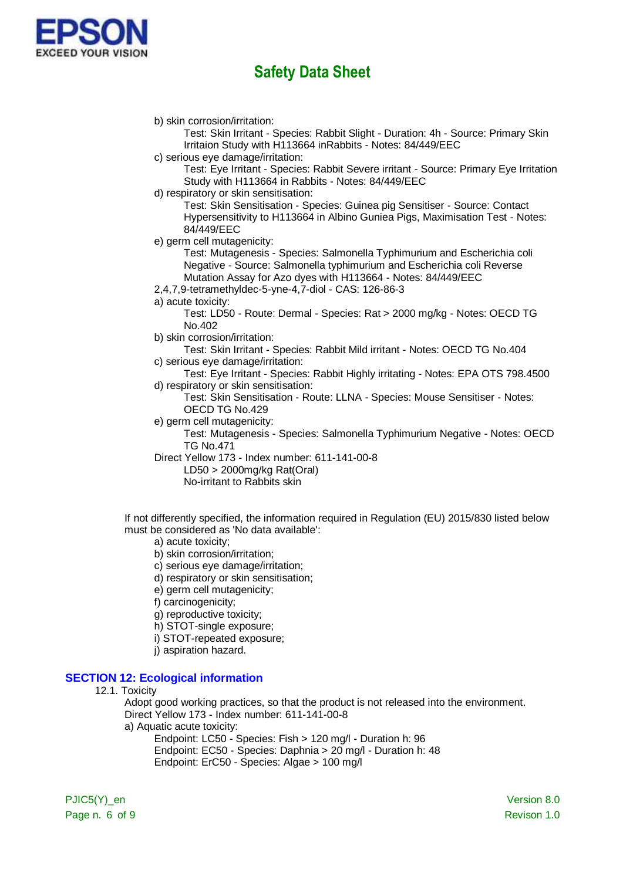b) skin corrosion/irritation:

Test: Skin Irritant - Species: Rabbit Slight - Duration: 4h - Source: Primary Skin Irritaion Study with H113664 inRabbits - Notes: 84/449/EEC

c) serious eye damage/irritation:

Test: Eye Irritant - Species: Rabbit Severe irritant - Source: Primary Eye Irritation Study with H113664 in Rabbits - Notes: 84/449/EEC

d) respiratory or skin sensitisation:

Test: Skin Sensitisation - Species: Guinea pig Sensitiser - Source: Contact Hypersensitivity to H113664 in Albino Guniea Pigs, Maximisation Test - Notes: 84/449/EEC

e) germ cell mutagenicity:

Test: Mutagenesis - Species: Salmonella Typhimurium and Escherichia coli Negative - Source: Salmonella typhimurium and Escherichia coli Reverse Mutation Assay for Azo dyes with H113664 - Notes: 84/449/EEC

2,4,7,9-tetramethyldec-5-yne-4,7-diol - CAS: 126-86-3

a) acute toxicity:

Test: LD50 - Route: Dermal - Species: Rat > 2000 mg/kg - Notes: OECD TG No.402

b) skin corrosion/irritation:

Test: Skin Irritant - Species: Rabbit Mild irritant - Notes: OECD TG No.404

c) serious eye damage/irritation:

Test: Eye Irritant - Species: Rabbit Highly irritating - Notes: EPA OTS 798.4500

d) respiratory or skin sensitisation:

Test: Skin Sensitisation - Route: LLNA - Species: Mouse Sensitiser - Notes: OECD TG No.429

e) germ cell mutagenicity:

Test: Mutagenesis - Species: Salmonella Typhimurium Negative - Notes: OECD TG No.471

Direct Yellow 173 - Index number: 611-141-00-8

LD50 > 2000mg/kg Rat(Oral)

No-irritant to Rabbits skin

If not differently specified, the information required in Regulation (EU) 2015/830 listed below must be considered as 'No data available':

a) acute toxicity;
b) skin corrosion/irritation;
c) serious eye damage/irritation;
d) respiratory or skin sensitisation;
e) germ cell mutagenicity;
f) carcinogenicity;
g) reproductive toxicity;
h) STOT-single exposure;
i) STOT-repeated exposure;
j) aspiration hazard.

## SECTION 12: Ecological information

12.1. Toxicity

Adopt good working practices, so that the product is not released into the environment.

Direct Yellow 173 - Index number: 611-141-00-8

a) Aquatic acute toxicity:

Endpoint: LC50 - Species: Fish > 120 mg/l - Duration h: 96

Endpoint: EC50 - Species: Daphnia > 20 mg/l - Duration h: 48

Endpoint: ErC50 - Species: Algae > 100 mg/l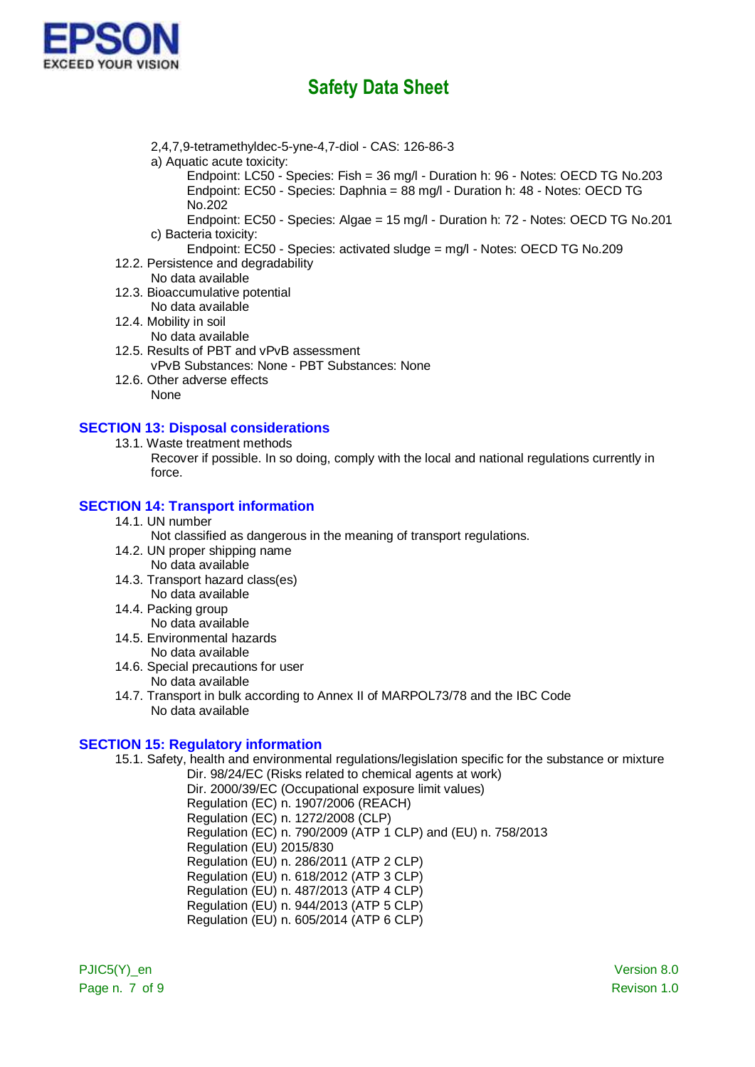2,4,7,9-tetramethyldec-5-yne-4,7-diol - CAS: 126-86-3

a) Aquatic acute toxicity:

Endpoint: LC50 - Species: Fish = 36 mg/l - Duration h: 96 - Notes: OECD TG No.203

Endpoint: EC50 - Species: Daphnia = 88 mg/l - Duration h: 48 - Notes: OECD TG No.202

Endpoint: EC50 - Species: Algae = 15 mg/l - Duration h: 72 - Notes: OECD TG No.201

c) Bacteria toxicity:

Endpoint: EC50 - Species: activated sludge = mg/l - Notes: OECD TG No.209

12.2. Persistence and degradability

No data available

12.3. Bioaccumulative potential

No data available

12.4. Mobility in soil

No data available

12.5. Results of PBT and vPvB assessment

vPvB Substances: None - PBT Substances: None

12.6. Other adverse effects

None

## SECTION 13: Disposal considerations

13.1. Waste treatment methods

Recover if possible. In so doing, comply with the local and national regulations currently in force.

## SECTION 14: Transport information

14.1. UN number

Not classified as dangerous in the meaning of transport regulations.

14.2. UN proper shipping name

No data available

14.3. Transport hazard class(es)

No data available

14.4. Packing group

No data available

14.5. Environmental hazards

No data available

14.6. Special precautions for user

No data available

14.7. Transport in bulk according to Annex II of MARPOL73/78 and the IBC Code

No data available

## SECTION 15: Regulatory information

15.1. Safety, health and environmental regulations/legislation specific for the substance or mixture

Dir. 98/24/EC (Risks related to chemical agents at work)
Dir. 2000/39/EC (Occupational exposure limit values)
Regulation (EC) n. 1907/2006 (REACH)
Regulation (EC) n. 1272/2008 (CLP)
Regulation (EC) n. 790/2009 (ATP 1 CLP) and (EU) n. 758/2013
Regulation (EU) 2015/830
Regulation (EU) n. 286/2011 (ATP 2 CLP)
Regulation (EU) n. 618/2012 (ATP 3 CLP)
Regulation (EU) n. 487/2013 (ATP 4 CLP)
Regulation (EU) n. 944/2013 (ATP 5 CLP)
Regulation (EU) n. 605/2014 (ATP 6 CLP)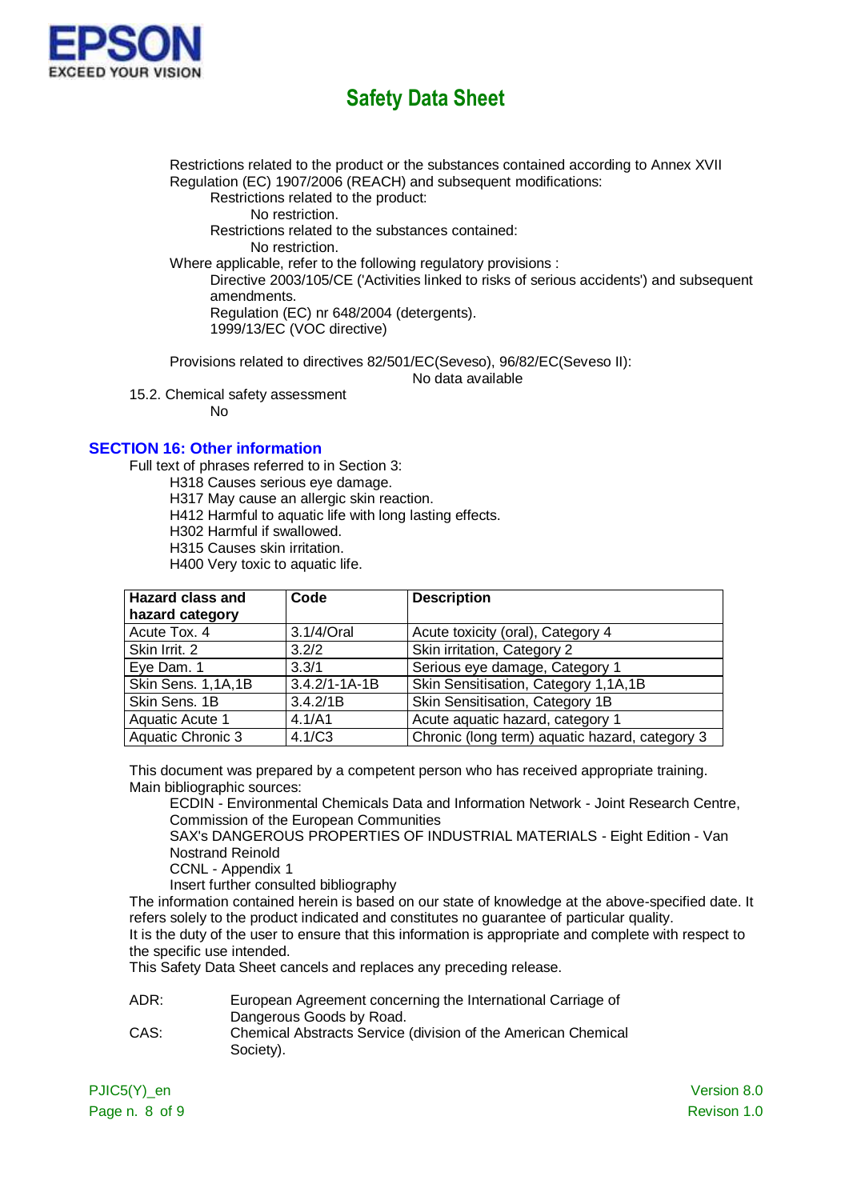Restrictions related to the product or the substances contained according to Annex XVII Regulation (EC) 1907/2006 (REACH) and subsequent modifications:

Restrictions related to the product:

No restriction.

Restrictions related to the substances contained:

No restriction.

Where applicable, refer to the following regulatory provisions :

Directive 2003/105/CE ('Activities linked to risks of serious accidents') and subsequent amendments.

Regulation (EC) nr 648/2004 (detergents).

1999/13/EC (VOC directive)

Provisions related to directives 82/501/EC(Seveso), 96/82/EC(Seveso II):

No data available

15.2. Chemical safety assessment

No

## SECTION 16: Other information

Full text of phrases referred to in Section 3:

H318 Causes serious eye damage.
H317 May cause an allergic skin reaction.
H412 Harmful to aquatic life with long lasting effects.
H302 Harmful if swallowed.
H315 Causes skin irritation.
H400 Very toxic to aquatic life.

| Hazard class and hazard category | Code | Description |
|---|---|---|
| Acute Tox. 4 | 3.1/4/Oral | Acute toxicity (oral), Category 4 |
| Skin Irrit. 2 | 3.2/2 | Skin irritation, Category 2 |
| Eye Dam. 1 | 3.3/1 | Serious eye damage, Category 1 |
| Skin Sens. 1,1A,1B | 3.4.2/1-1A-1B | Skin Sensitisation, Category 1,1A,1B |
| Skin Sens. 1B | 3.4.2/1B | Skin Sensitisation, Category 1B |
| Aquatic Acute 1 | 4.1/A1 | Acute aquatic hazard, category 1 |
| Aquatic Chronic 3 | 4.1/C3 | Chronic (long term) aquatic hazard, category 3 |

This document was prepared by a competent person who has received appropriate training.

Main bibliographic sources:

ECDIN - Environmental Chemicals Data and Information Network - Joint Research Centre, Commission of the European Communities

SAX's DANGEROUS PROPERTIES OF INDUSTRIAL MATERIALS - Eight Edition - Van Nostrand Reinold

CCNL - Appendix 1

Insert further consulted bibliography

The information contained herein is based on our state of knowledge at the above-specified date. It refers solely to the product indicated and constitutes no guarantee of particular quality.

It is the duty of the user to ensure that this information is appropriate and complete with respect to the specific use intended.

This Safety Data Sheet cancels and replaces any preceding release.

ADR: European Agreement concerning the International Carriage of Dangerous Goods by Road.

CAS: Chemical Abstracts Service (division of the American Chemical Society).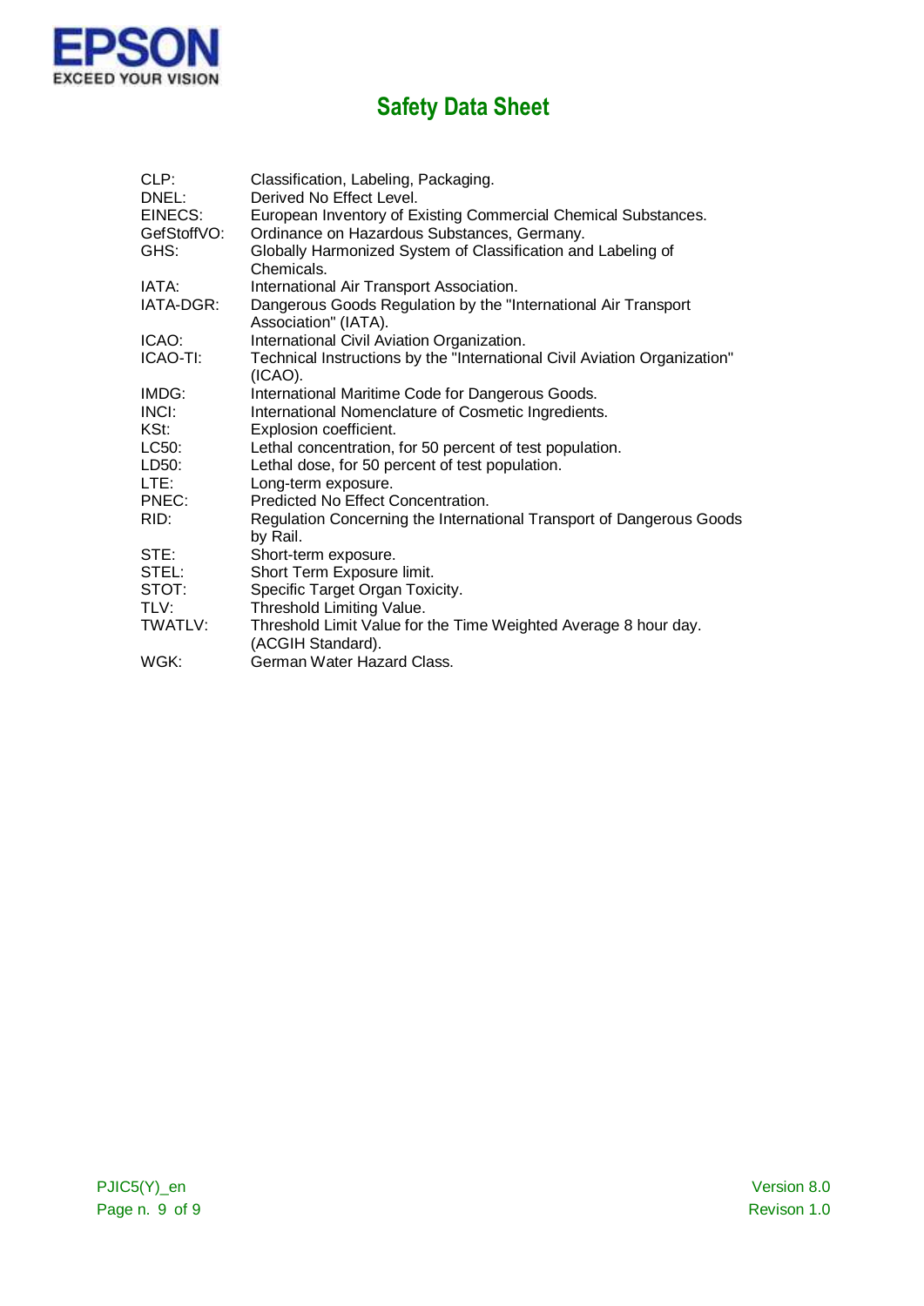| | |
|---|---|
| CLP: | Classification, Labeling, Packaging. |
| DNEL: | Derived No Effect Level. |
| EINECS: | European Inventory of Existing Commercial Chemical Substances. |
| GefStoffVO: | Ordinance on Hazardous Substances, Germany. |
| GHS: | Globally Harmonized System of Classification and Labeling of Chemicals. |
| IATA: | International Air Transport Association. |
| IATA-DGR: | Dangerous Goods Regulation by the "International Air Transport Association" (IATA). |
| ICAO: | International Civil Aviation Organization. |
| ICAO-TI: | Technical Instructions by the "International Civil Aviation Organization" (ICAO). |
| IMDG: | International Maritime Code for Dangerous Goods. |
| INCI: | International Nomenclature of Cosmetic Ingredients. |
| KSt: | Explosion coefficient. |
| LC50: | Lethal concentration, for 50 percent of test population. |
| LD50: | Lethal dose, for 50 percent of test population. |
| LTE: | Long-term exposure. |
| PNEC: | Predicted No Effect Concentration. |
| RID: | Regulation Concerning the International Transport of Dangerous Goods by Rail. |
| STE: | Short-term exposure. |
| STEL: | Short Term Exposure limit. |
| STOT: | Specific Target Organ Toxicity. |
| TLV: | Threshold Limiting Value. |
| TWATLV: | Threshold Limit Value for the Time Weighted Average 8 hour day. (ACGIH Standard). |
| WGK: | German Water Hazard Class. |